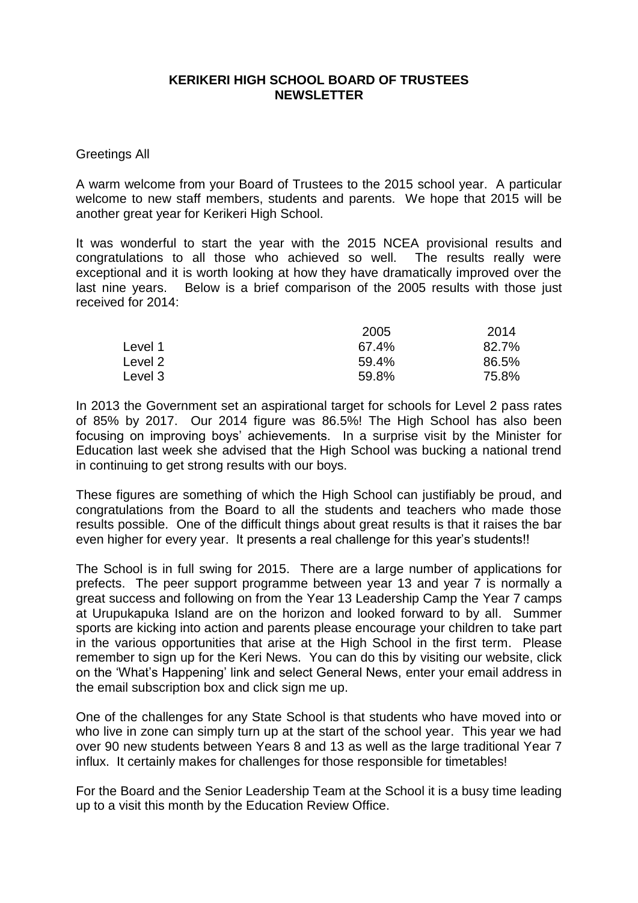# KERIKERI HIGH SCHOOL BOARD OF TRUSTEES NEWSLETTER

Greetings All

A warm welcome from your Board of Trustees to the 2015 school year. A particular welcome to new staff members, students and parents. We hope that 2015 will be another great year for Kerikeri High School.

It was wonderful to start the year with the 2015 NCEA provisional results and congratulations to all those who achieved so well. The results really were exceptional and it is worth looking at how they have dramatically improved over the last nine years. Below is a brief comparison of the 2005 results with those just received for 2014:

| | 2005 | 2014 |
|---|---|---|
| Level 1 | 67.4% | 82.7% |
| Level 2 | 59.4% | 86.5% |
| Level 3 | 59.8% | 75.8% |

In 2013 the Government set an aspirational target for schools for Level 2 pass rates of 85% by 2017. Our 2014 figure was 86.5%! The High School has also been focusing on improving boys' achievements. In a surprise visit by the Minister for Education last week she advised that the High School was bucking a national trend in continuing to get strong results with our boys.

These figures are something of which the High School can justifiably be proud, and congratulations from the Board to all the students and teachers who made those results possible. One of the difficult things about great results is that it raises the bar even higher for every year. It presents a real challenge for this year's students!!

The School is in full swing for 2015. There are a large number of applications for prefects. The peer support programme between year 13 and year 7 is normally a great success and following on from the Year 13 Leadership Camp the Year 7 camps at Urupukapuka Island are on the horizon and looked forward to by all. Summer sports are kicking into action and parents please encourage your children to take part in the various opportunities that arise at the High School in the first term. Please remember to sign up for the Keri News. You can do this by visiting our website, click on the 'What's Happening' link and select General News, enter your email address in the email subscription box and click sign me up.

One of the challenges for any State School is that students who have moved into or who live in zone can simply turn up at the start of the school year. This year we had over 90 new students between Years 8 and 13 as well as the large traditional Year 7 influx. It certainly makes for challenges for those responsible for timetables!

For the Board and the Senior Leadership Team at the School it is a busy time leading up to a visit this month by the Education Review Office.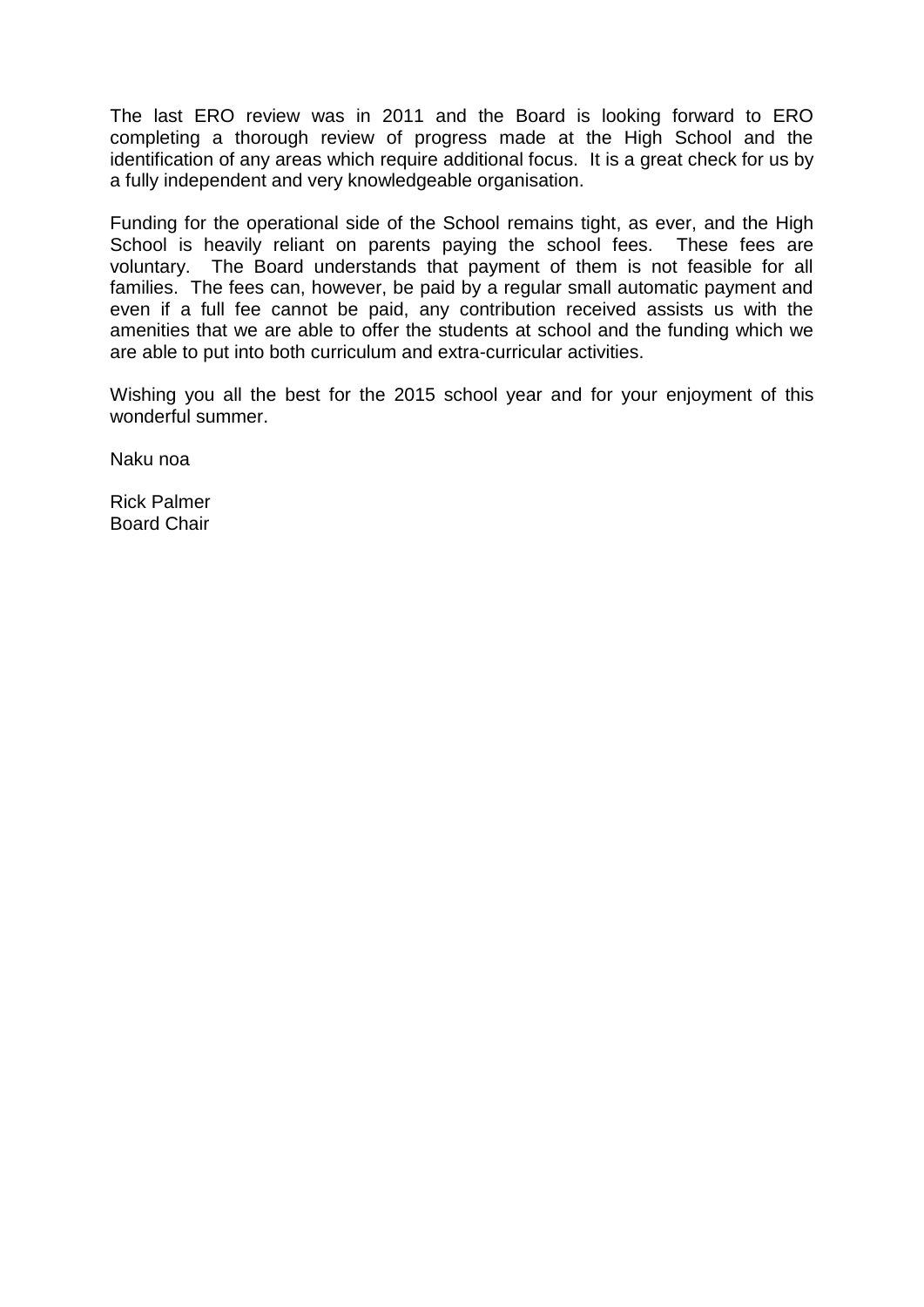The last ERO review was in 2011 and the Board is looking forward to ERO completing a thorough review of progress made at the High School and the identification of any areas which require additional focus. It is a great check for us by a fully independent and very knowledgeable organisation.

Funding for the operational side of the School remains tight, as ever, and the High School is heavily reliant on parents paying the school fees. These fees are voluntary. The Board understands that payment of them is not feasible for all families. The fees can, however, be paid by a regular small automatic payment and even if a full fee cannot be paid, any contribution received assists us with the amenities that we are able to offer the students at school and the funding which we are able to put into both curriculum and extra-curricular activities.

Wishing you all the best for the 2015 school year and for your enjoyment of this wonderful summer.

Naku noa

Rick Palmer
Board Chair